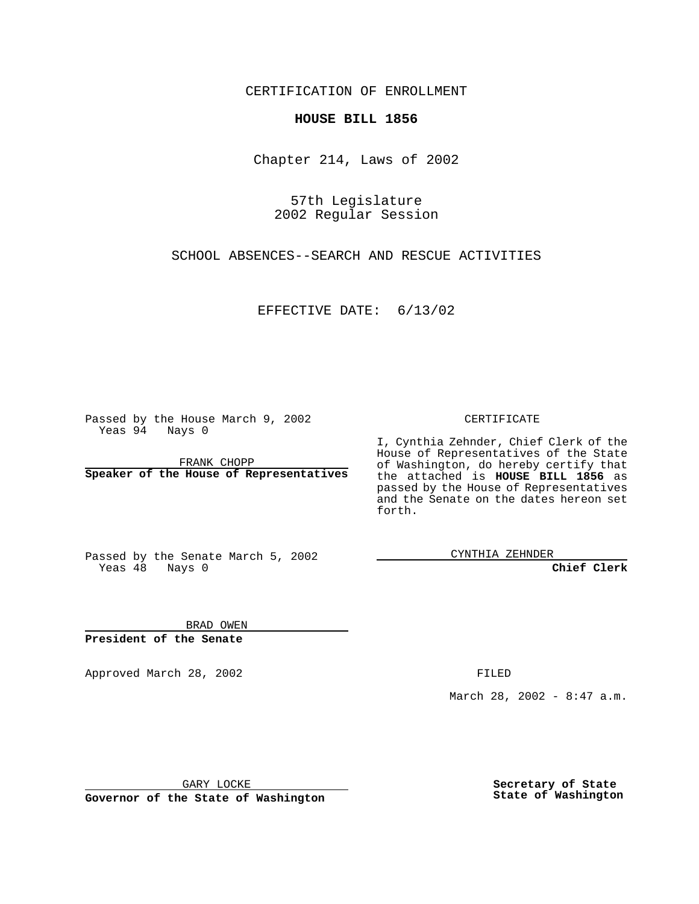CERTIFICATION OF ENROLLMENT

**HOUSE BILL 1856**

Chapter 214, Laws of 2002

57th Legislature
2002 Regular Session

SCHOOL ABSENCES--SEARCH AND RESCUE ACTIVITIES

EFFECTIVE DATE: 6/13/02

Passed by the House March 9, 2002
Yeas 94 Nays 0

FRANK CHOPP
**Speaker of the House of Representatives**

Passed by the Senate March 5, 2002
Yeas 48 Nays 0

BRAD OWEN
**President of the Senate**

CERTIFICATE

I, Cynthia Zehnder, Chief Clerk of the House of Representatives of the State of Washington, do hereby certify that the attached is **HOUSE BILL 1856** as passed by the House of Representatives and the Senate on the dates hereon set forth.

CYNTHIA ZEHNDER
**Chief Clerk**

Approved March 28, 2002

GARY LOCKE
**Governor of the State of Washington**

FILED

March 28, 2002 - 8:47 a.m.

**Secretary of State**
**State of Washington**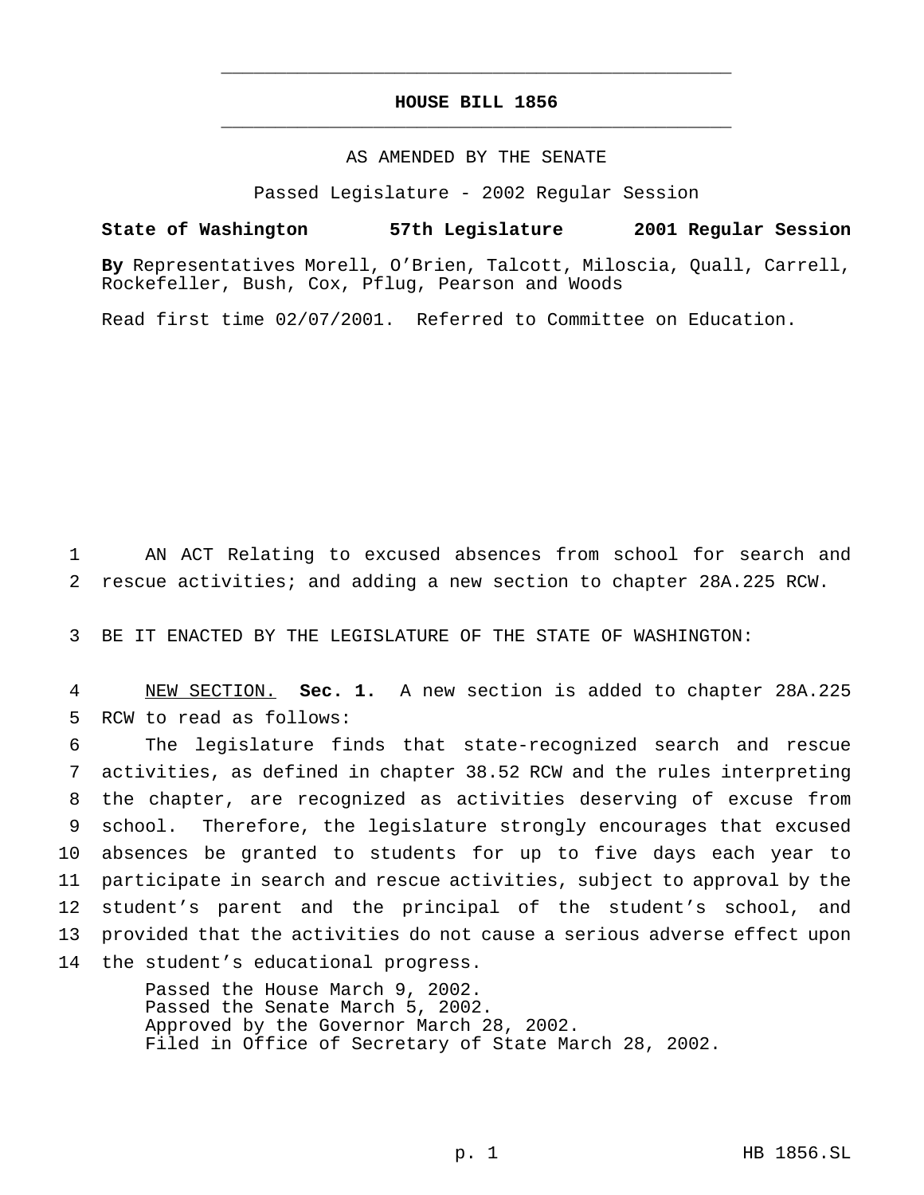# HOUSE BILL 1856

AS AMENDED BY THE SENATE

Passed Legislature - 2002 Regular Session

**State of Washington 57th Legislature 2001 Regular Session**

**By** Representatives Morell, O'Brien, Talcott, Miloscia, Quall, Carrell, Rockefeller, Bush, Cox, Pflug, Pearson and Woods

Read first time 02/07/2001. Referred to Committee on Education.

AN ACT Relating to excused absences from school for search and rescue activities; and adding a new section to chapter 28A.225 RCW.

BE IT ENACTED BY THE LEGISLATURE OF THE STATE OF WASHINGTON:

NEW SECTION. **Sec. 1.** A new section is added to chapter 28A.225 RCW to read as follows:

The legislature finds that state-recognized search and rescue activities, as defined in chapter 38.52 RCW and the rules interpreting the chapter, are recognized as activities deserving of excuse from school. Therefore, the legislature strongly encourages that excused absences be granted to students for up to five days each year to participate in search and rescue activities, subject to approval by the student's parent and the principal of the student's school, and provided that the activities do not cause a serious adverse effect upon the student's educational progress.

Passed the House March 9, 2002.
Passed the Senate March 5, 2002.
Approved by the Governor March 28, 2002.
Filed in Office of Secretary of State March 28, 2002.